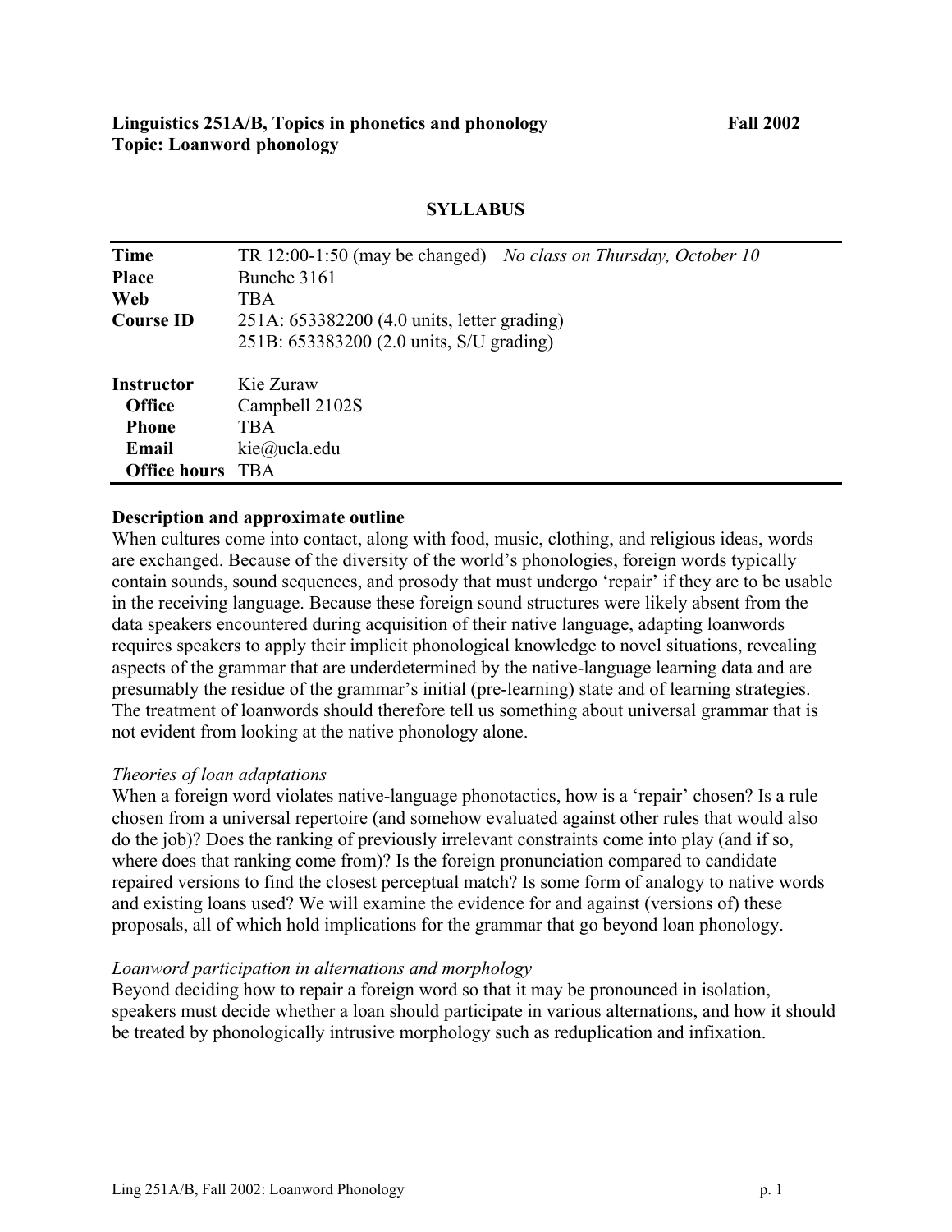**Linguistics 251A/B, Topics in phonetics and phonology** **Fall 2002**
**Topic: Loanword phonology**

## SYLLABUS

| | |
|---|---|
| **Time** | TR 12:00-1:50 (may be changed) *No class on Thursday, October 10* |
| **Place** | Bunche 3161 |
| **Web** | TBA |
| **Course ID** | 251A: 653382200 (4.0 units, letter grading)<br>251B: 653383200 (2.0 units, S/U grading) |
| **Instructor** | Kie Zuraw |
| **Office** | Campbell 2102S |
| **Phone** | TBA |
| **Email** | kie@ucla.edu |
| **Office hours** | TBA |

### Description and approximate outline

When cultures come into contact, along with food, music, clothing, and religious ideas, words are exchanged. Because of the diversity of the world's phonologies, foreign words typically contain sounds, sound sequences, and prosody that must undergo 'repair' if they are to be usable in the receiving language. Because these foreign sound structures were likely absent from the data speakers encountered during acquisition of their native language, adapting loanwords requires speakers to apply their implicit phonological knowledge to novel situations, revealing aspects of the grammar that are underdetermined by the native-language learning data and are presumably the residue of the grammar's initial (pre-learning) state and of learning strategies. The treatment of loanwords should therefore tell us something about universal grammar that is not evident from looking at the native phonology alone.

*Theories of loan adaptations*

When a foreign word violates native-language phonotactics, how is a 'repair' chosen? Is a rule chosen from a universal repertoire (and somehow evaluated against other rules that would also do the job)? Does the ranking of previously irrelevant constraints come into play (and if so, where does that ranking come from)? Is the foreign pronunciation compared to candidate repaired versions to find the closest perceptual match? Is some form of analogy to native words and existing loans used? We will examine the evidence for and against (versions of) these proposals, all of which hold implications for the grammar that go beyond loan phonology.

*Loanword participation in alternations and morphology*

Beyond deciding how to repair a foreign word so that it may be pronounced in isolation, speakers must decide whether a loan should participate in various alternations, and how it should be treated by phonologically intrusive morphology such as reduplication and infixation.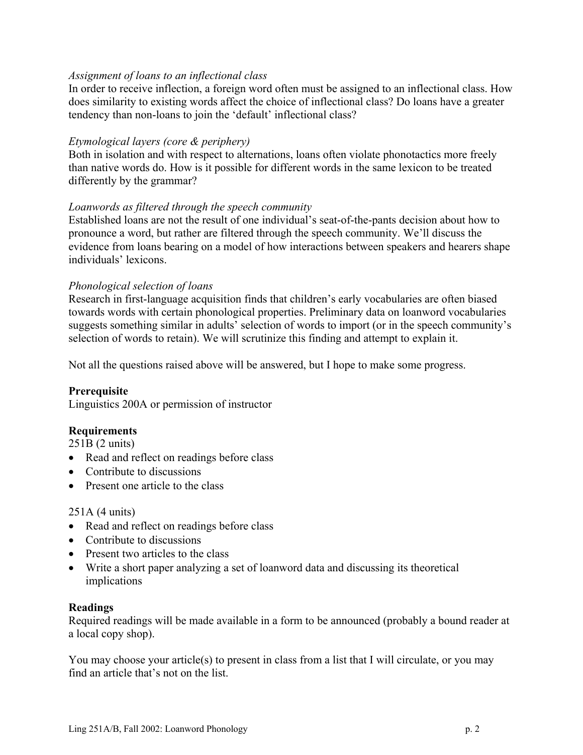*Assignment of loans to an inflectional class*
In order to receive inflection, a foreign word often must be assigned to an inflectional class. How does similarity to existing words affect the choice of inflectional class? Do loans have a greater tendency than non-loans to join the 'default' inflectional class?

*Etymological layers (core & periphery)*
Both in isolation and with respect to alternations, loans often violate phonotactics more freely than native words do. How is it possible for different words in the same lexicon to be treated differently by the grammar?

*Loanwords as filtered through the speech community*
Established loans are not the result of one individual's seat-of-the-pants decision about how to pronounce a word, but rather are filtered through the speech community. We'll discuss the evidence from loans bearing on a model of how interactions between speakers and hearers shape individuals' lexicons.

*Phonological selection of loans*
Research in first-language acquisition finds that children's early vocabularies are often biased towards words with certain phonological properties. Preliminary data on loanword vocabularies suggests something similar in adults' selection of words to import (or in the speech community's selection of words to retain). We will scrutinize this finding and attempt to explain it.

Not all the questions raised above will be answered, but I hope to make some progress.

**Prerequisite**
Linguistics 200A or permission of instructor

**Requirements**
251B (2 units)

- Read and reflect on readings before class
- Contribute to discussions
- Present one article to the class

251A (4 units)

- Read and reflect on readings before class
- Contribute to discussions
- Present two articles to the class
- Write a short paper analyzing a set of loanword data and discussing its theoretical implications

**Readings**
Required readings will be made available in a form to be announced (probably a bound reader at a local copy shop).

You may choose your article(s) to present in class from a list that I will circulate, or you may find an article that's not on the list.